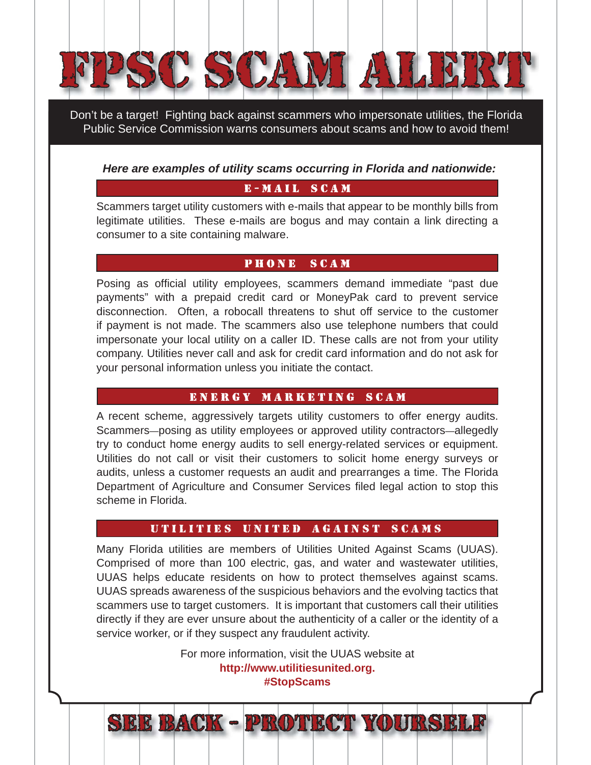# FPSC SCAM ALERT

Don't be a target! Fighting back against scammers who impersonate utilities, the Florida Public Service Commission warns consumers about scams and how to avoid them!

***Here are examples of utility scams occurring in Florida and nationwide:***

## E-MAIL SCAM

Scammers target utility customers with e-mails that appear to be monthly bills from legitimate utilities. These e-mails are bogus and may contain a link directing a consumer to a site containing malware.

## PHONE SCAM

Posing as official utility employees, scammers demand immediate "past due payments" with a prepaid credit card or MoneyPak card to prevent service disconnection. Often, a robocall threatens to shut off service to the customer if payment is not made. The scammers also use telephone numbers that could impersonate your local utility on a caller ID. These calls are not from your utility company. Utilities never call and ask for credit card information and do not ask for your personal information unless you initiate the contact.

## ENERGY MARKETING SCAM

A recent scheme, aggressively targets utility customers to offer energy audits. Scammers—posing as utility employees or approved utility contractors—allegedly try to conduct home energy audits to sell energy-related services or equipment. Utilities do not call or visit their customers to solicit home energy surveys or audits, unless a customer requests an audit and prearranges a time. The Florida Department of Agriculture and Consumer Services filed legal action to stop this scheme in Florida.

## UTILITIES UNITED AGAINST SCAMS

Many Florida utilities are members of Utilities United Against Scams (UUAS). Comprised of more than 100 electric, gas, and water and wastewater utilities, UUAS helps educate residents on how to protect themselves against scams. UUAS spreads awareness of the suspicious behaviors and the evolving tactics that scammers use to target customers. It is important that customers call their utilities directly if they are ever unsure about the authenticity of a caller or the identity of a service worker, or if they suspect any fraudulent activity.

For more information, visit the UUAS website at
**http://www.utilitiesunited.org.**
**#StopScams**

# SEE BACK - PROTECT YOURSELF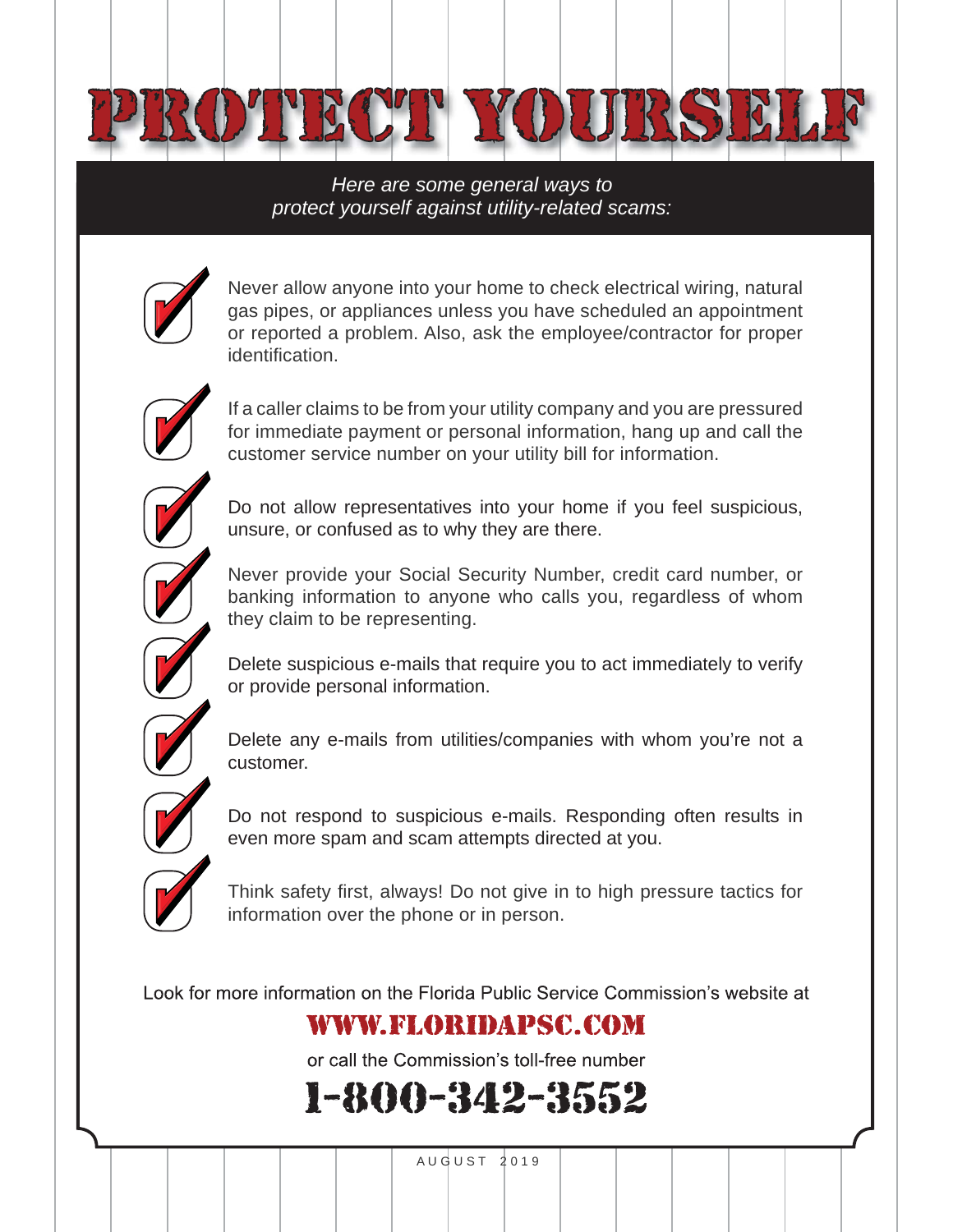# PROTECT YOURSELF

*Here are some general ways to protect yourself against utility-related scams:*

- Never allow anyone into your home to check electrical wiring, natural gas pipes, or appliances unless you have scheduled an appointment or reported a problem. Also, ask the employee/contractor for proper identification.
- If a caller claims to be from your utility company and you are pressured for immediate payment or personal information, hang up and call the customer service number on your utility bill for information.
- Do not allow representatives into your home if you feel suspicious, unsure, or confused as to why they are there.
- Never provide your Social Security Number, credit card number, or banking information to anyone who calls you, regardless of whom they claim to be representing.
- Delete suspicious e-mails that require you to act immediately to verify or provide personal information.
- Delete any e-mails from utilities/companies with whom you're not a customer.
- Do not respond to suspicious e-mails. Responding often results in even more spam and scam attempts directed at you.
- Think safety first, always! Do not give in to high pressure tactics for information over the phone or in person.

Look for more information on the Florida Public Service Commission's website at

**WWW.FLORIDAPSC.COM**

or call the Commission's toll-free number

**1-800-342-3552**

AUGUST 2019